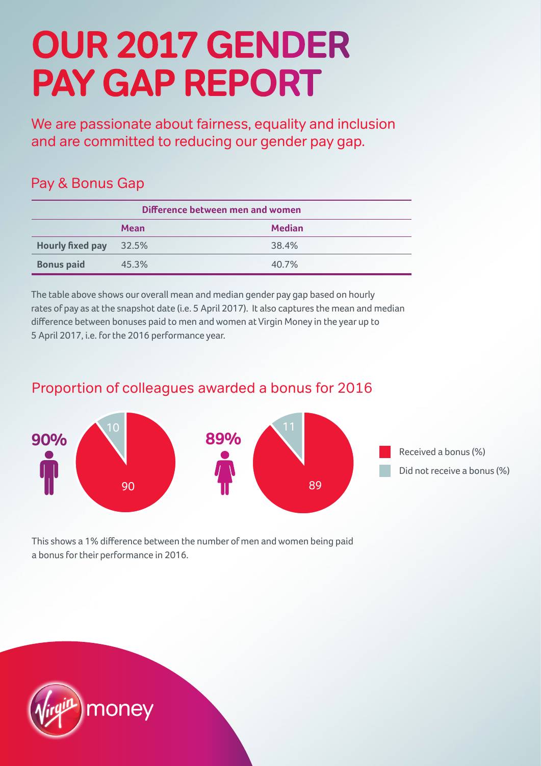# OUR 2017 GENDER PAY GAP REPORT

We are passionate about fairness, equality and inclusion and are committed to reducing our gender pay gap.

## Pay & Bonus Gap

| | Difference between men and women | |
|---|---|---|
| | **Mean** | **Median** |
| **Hourly fixed pay** | 32.5% | 38.4% |
| **Bonus paid** | 45.3% | 40.7% |

The table above shows our overall mean and median gender pay gap based on hourly rates of pay as at the snapshot date (i.e. 5 April 2017). It also captures the mean and median difference between bonuses paid to men and women at Virgin Money in the year up to 5 April 2017, i.e. for the 2016 performance year.

## Proportion of colleagues awarded a bonus for 2016

**90%** (men): Received a bonus 90, Did not receive a bonus 10

**89%** (women): Received a bonus 89, Did not receive a bonus 11

- Received a bonus (%)
- Did not receive a bonus (%)

This shows a 1% difference between the number of men and women being paid a bonus for their performance in 2016.

Virgin money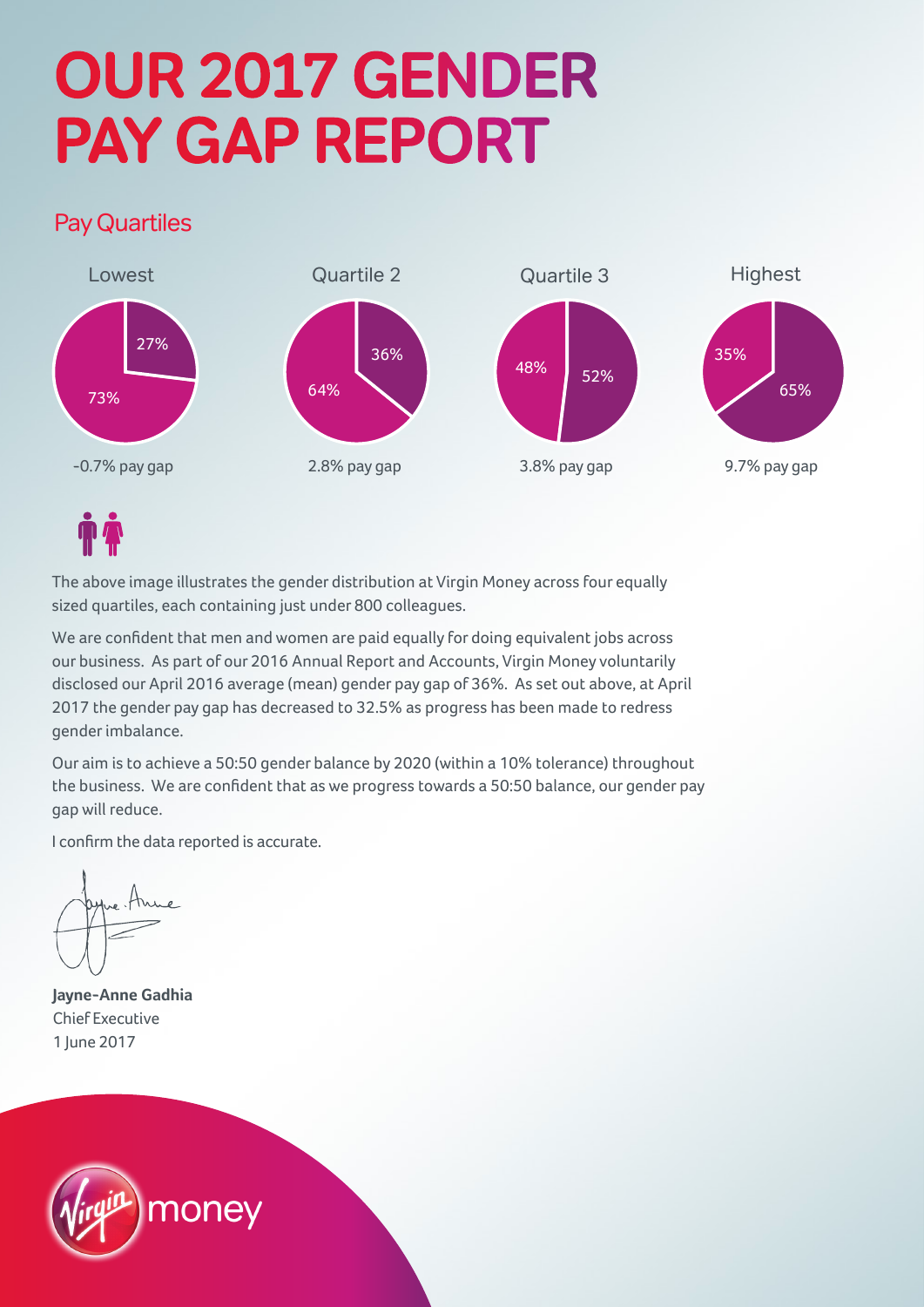# OUR 2017 GENDER PAY GAP REPORT

## Pay Quartiles

Lowest

27%

73%

-0.7% pay gap

Quartile 2

36%

64%

2.8% pay gap

Quartile 3

48%

52%

3.8% pay gap

Highest

35%

65%

9.7% pay gap

The above image illustrates the gender distribution at Virgin Money across four equally sized quartiles, each containing just under 800 colleagues.

We are confident that men and women are paid equally for doing equivalent jobs across our business. As part of our 2016 Annual Report and Accounts, Virgin Money voluntarily disclosed our April 2016 average (mean) gender pay gap of 36%. As set out above, at April 2017 the gender pay gap has decreased to 32.5% as progress has been made to redress gender imbalance.

Our aim is to achieve a 50:50 gender balance by 2020 (within a 10% tolerance) throughout the business. We are confident that as we progress towards a 50:50 balance, our gender pay gap will reduce.

I confirm the data reported is accurate.

**Jayne-Anne Gadhia**
Chief Executive
1 June 2017

Virgin money